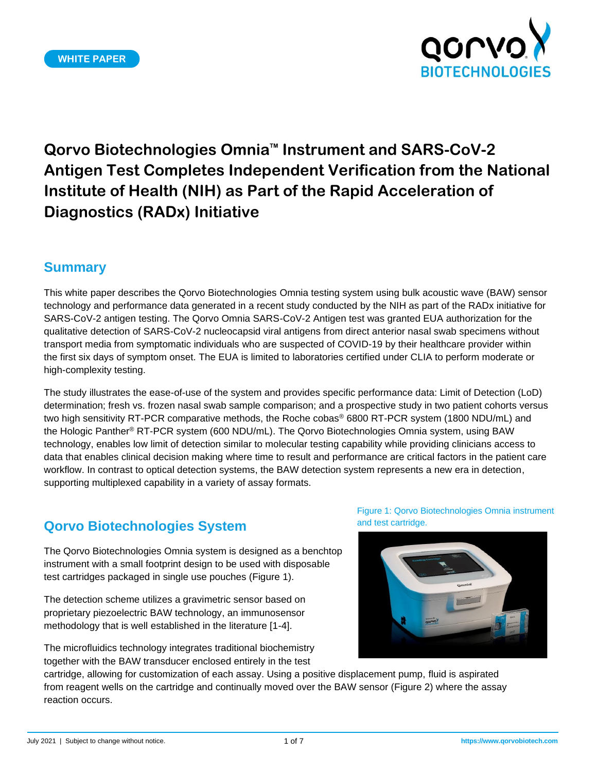WHITE PAPER

# Qorvo Biotechnologies Omnia™ Instrument and SARS-CoV-2 Antigen Test Completes Independent Verification from the National Institute of Health (NIH) as Part of the Rapid Acceleration of Diagnostics (RADx) Initiative

## Summary

This white paper describes the Qorvo Biotechnologies Omnia testing system using bulk acoustic wave (BAW) sensor technology and performance data generated in a recent study conducted by the NIH as part of the RADx initiative for SARS-CoV-2 antigen testing. The Qorvo Omnia SARS-CoV-2 Antigen test was granted EUA authorization for the qualitative detection of SARS-CoV-2 nucleocapsid viral antigens from direct anterior nasal swab specimens without transport media from symptomatic individuals who are suspected of COVID-19 by their healthcare provider within the first six days of symptom onset. The EUA is limited to laboratories certified under CLIA to perform moderate or high-complexity testing.

The study illustrates the ease-of-use of the system and provides specific performance data: Limit of Detection (LoD) determination; fresh vs. frozen nasal swab sample comparison; and a prospective study in two patient cohorts versus two high sensitivity RT-PCR comparative methods, the Roche cobas® 6800 RT-PCR system (1800 NDU/mL) and the Hologic Panther® RT-PCR system (600 NDU/mL). The Qorvo Biotechnologies Omnia system, using BAW technology, enables low limit of detection similar to molecular testing capability while providing clinicians access to data that enables clinical decision making where time to result and performance are critical factors in the patient care workflow. In contrast to optical detection systems, the BAW detection system represents a new era in detection, supporting multiplexed capability in a variety of assay formats.

## Qorvo Biotechnologies System

The Qorvo Biotechnologies Omnia system is designed as a benchtop instrument with a small footprint design to be used with disposable test cartridges packaged in single use pouches (Figure 1).

Figure 1: Qorvo Biotechnologies Omnia instrument and test cartridge.

The detection scheme utilizes a gravimetric sensor based on proprietary piezoelectric BAW technology, an immunosensor methodology that is well established in the literature [1-4].

The microfluidics technology integrates traditional biochemistry together with the BAW transducer enclosed entirely in the test cartridge, allowing for customization of each assay. Using a positive displacement pump, fluid is aspirated from reagent wells on the cartridge and continually moved over the BAW sensor (Figure 2) where the assay reaction occurs.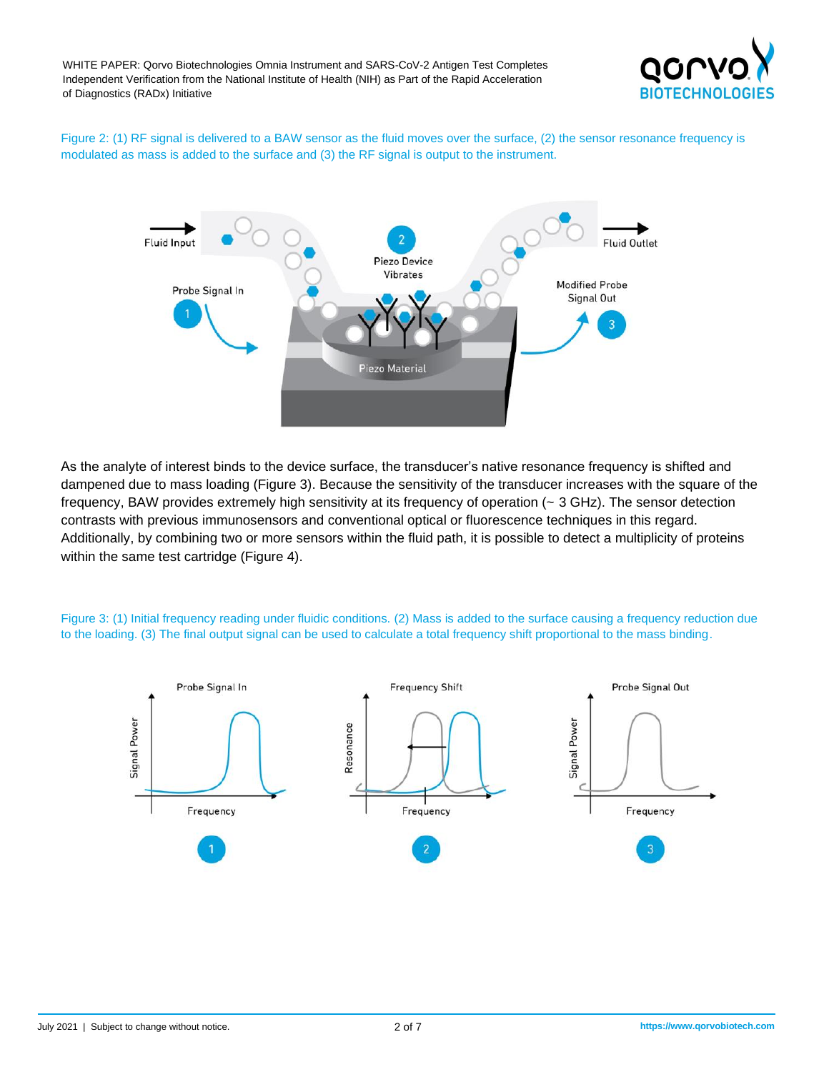Figure 2: (1) RF signal is delivered to a BAW sensor as the fluid moves over the surface, (2) the sensor resonance frequency is modulated as mass is added to the surface and (3) the RF signal is output to the instrument.

As the analyte of interest binds to the device surface, the transducer's native resonance frequency is shifted and dampened due to mass loading (Figure 3). Because the sensitivity of the transducer increases with the square of the frequency, BAW provides extremely high sensitivity at its frequency of operation (~ 3 GHz). The sensor detection contrasts with previous immunosensors and conventional optical or fluorescence techniques in this regard. Additionally, by combining two or more sensors within the fluid path, it is possible to detect a multiplicity of proteins within the same test cartridge (Figure 4).

Figure 3: (1) Initial frequency reading under fluidic conditions. (2) Mass is added to the surface causing a frequency reduction due to the loading. (3) The final output signal can be used to calculate a total frequency shift proportional to the mass binding.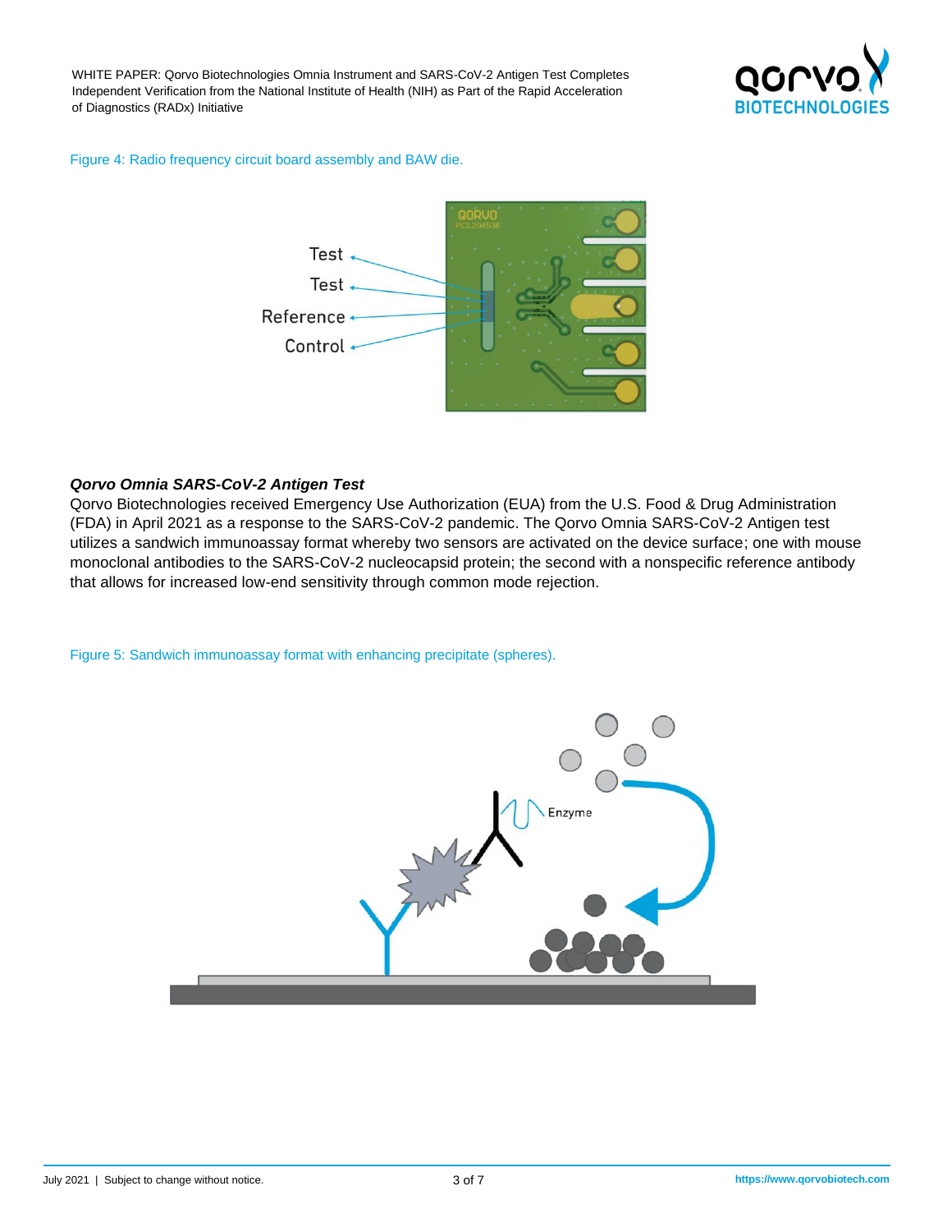Figure 4: Radio frequency circuit board assembly and BAW die.

### *Qorvo Omnia SARS-CoV-2 Antigen Test*

Qorvo Biotechnologies received Emergency Use Authorization (EUA) from the U.S. Food & Drug Administration (FDA) in April 2021 as a response to the SARS-CoV-2 pandemic. The Qorvo Omnia SARS-CoV-2 Antigen test utilizes a sandwich immunoassay format whereby two sensors are activated on the device surface; one with mouse monoclonal antibodies to the SARS-CoV-2 nucleocapsid protein; the second with a nonspecific reference antibody that allows for increased low-end sensitivity through common mode rejection.

Figure 5: Sandwich immunoassay format with enhancing precipitate (spheres).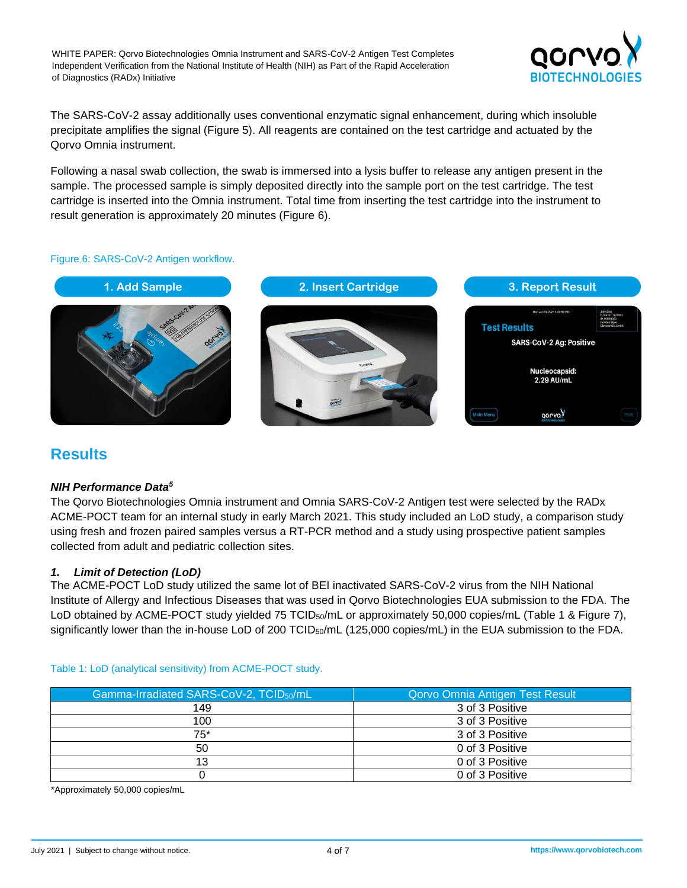The SARS-CoV-2 assay additionally uses conventional enzymatic signal enhancement, during which insoluble precipitate amplifies the signal (Figure 5). All reagents are contained on the test cartridge and actuated by the Qorvo Omnia instrument.

Following a nasal swab collection, the swab is immersed into a lysis buffer to release any antigen present in the sample. The processed sample is simply deposited directly into the sample port on the test cartridge. The test cartridge is inserted into the Omnia instrument. Total time from inserting the test cartridge into the instrument to result generation is approximately 20 minutes (Figure 6).

Figure 6: SARS-CoV-2 Antigen workflow.

1. Add Sample

2. Insert Cartridge

3. Report Result

## Results

### *NIH Performance Data*[5]

The Qorvo Biotechnologies Omnia instrument and Omnia SARS-CoV-2 Antigen test were selected by the RADx ACME-POCT team for an internal study in early March 2021. This study included an LoD study, a comparison study using fresh and frozen paired samples versus a RT-PCR method and a study using prospective patient samples collected from adult and pediatric collection sites.

#### *1. Limit of Detection (LoD)*

The ACME-POCT LoD study utilized the same lot of BEI inactivated SARS-CoV-2 virus from the NIH National Institute of Allergy and Infectious Diseases that was used in Qorvo Biotechnologies EUA submission to the FDA. The LoD obtained by ACME-POCT study yielded 75 $TCID_{50}$/mL or approximately 50,000 copies/mL (Table 1 & Figure 7), significantly lower than the in-house LoD of 200 $TCID_{50}$/mL (125,000 copies/mL) in the EUA submission to the FDA.

Table 1: LoD (analytical sensitivity) from ACME-POCT study.

| Gamma-Irradiated SARS-CoV-2, $TCID_{50}$/mL | Qorvo Omnia Antigen Test Result |
|---|---|
| 149 | 3 of 3 Positive |
| 100 | 3 of 3 Positive |
| 75* | 3 of 3 Positive |
| 50 | 0 of 3 Positive |
| 13 | 0 of 3 Positive |
| 0 | 0 of 3 Positive |

*Approximately 50,000 copies/mL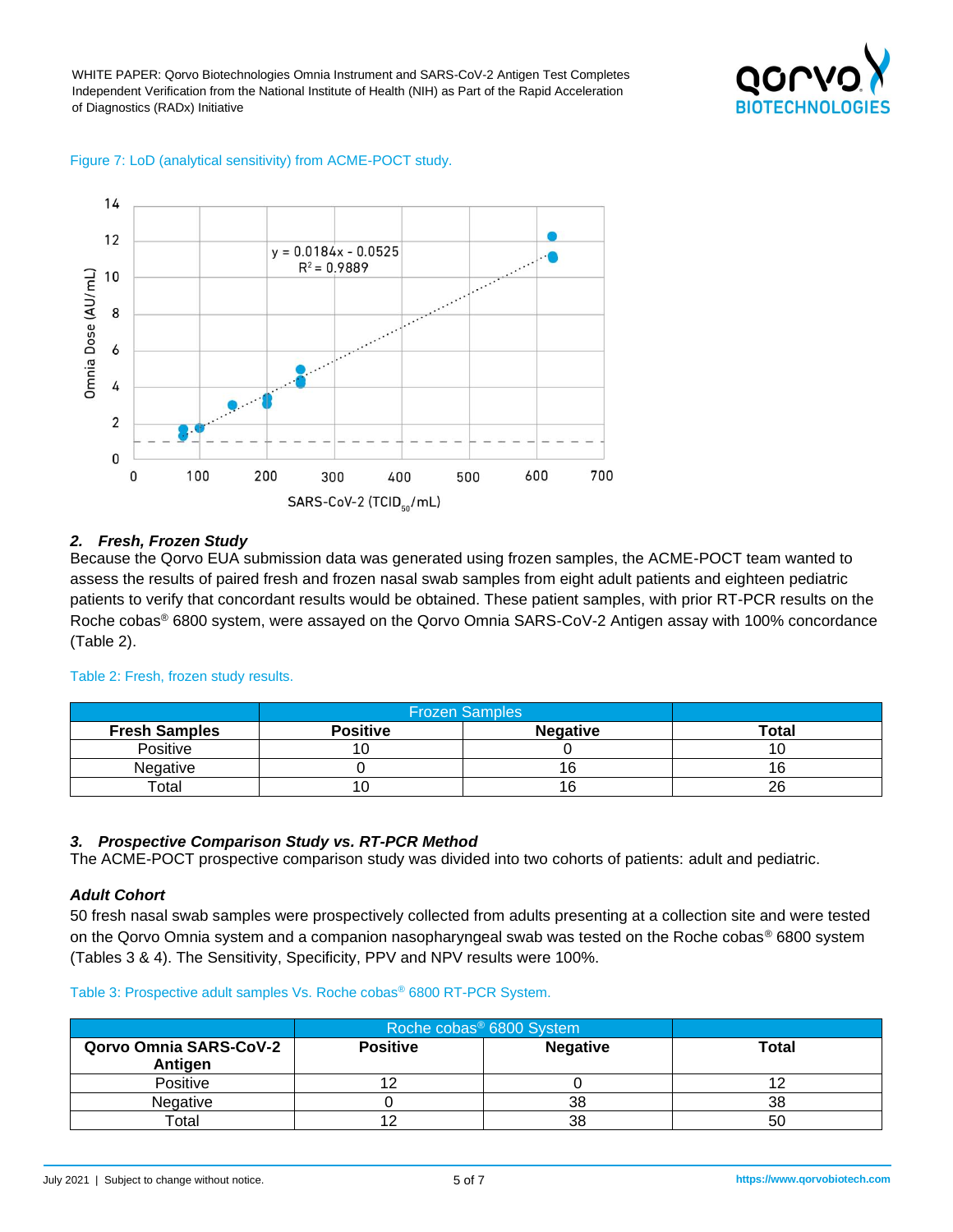Figure 7: LoD (analytical sensitivity) from ACME-POCT study.

## 2. *Fresh, Frozen Study*

Because the Qorvo EUA submission data was generated using frozen samples, the ACME-POCT team wanted to assess the results of paired fresh and frozen nasal swab samples from eight adult patients and eighteen pediatric patients to verify that concordant results would be obtained. These patient samples, with prior RT-PCR results on the Roche cobas® 6800 system, were assayed on the Qorvo Omnia SARS-CoV-2 Antigen assay with 100% concordance (Table 2).

Table 2: Fresh, frozen study results.

| | Frozen Samples | | |
|---|---|---|---|
| **Fresh Samples** | **Positive** | **Negative** | **Total** |
| Positive | 10 | 0 | 10 |
| Negative | 0 | 16 | 16 |
| Total | 10 | 16 | 26 |

## 3. *Prospective Comparison Study vs. RT-PCR Method*

The ACME-POCT prospective comparison study was divided into two cohorts of patients: adult and pediatric.

### *Adult Cohort*

50 fresh nasal swab samples were prospectively collected from adults presenting at a collection site and were tested on the Qorvo Omnia system and a companion nasopharyngeal swab was tested on the Roche cobas® 6800 system (Tables 3 & 4). The Sensitivity, Specificity, PPV and NPV results were 100%.

Table 3: Prospective adult samples Vs. Roche cobas® 6800 RT-PCR System.

| | Roche cobas® 6800 System | | |
|---|---|---|---|
| **Qorvo Omnia SARS-CoV-2 Antigen** | **Positive** | **Negative** | **Total** |
| Positive | 12 | 0 | 12 |
| Negative | 0 | 38 | 38 |
| Total | 12 | 38 | 50 |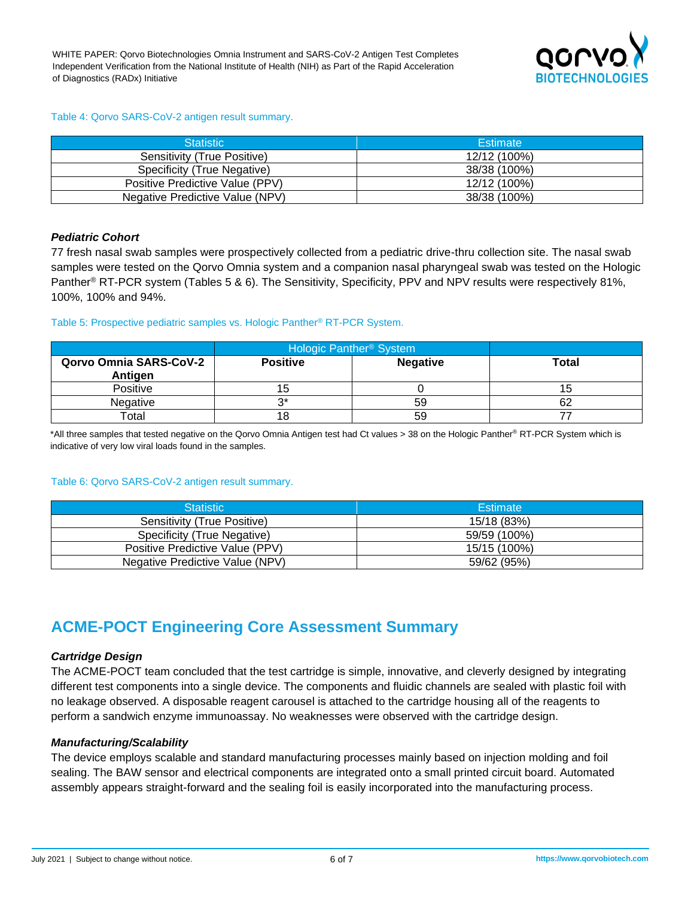Table 4: Qorvo SARS-CoV-2 antigen result summary.

| Statistic | Estimate |
|---|---|
| Sensitivity (True Positive) | 12/12 (100%) |
| Specificity (True Negative) | 38/38 (100%) |
| Positive Predictive Value (PPV) | 12/12 (100%) |
| Negative Predictive Value (NPV) | 38/38 (100%) |

### *Pediatric Cohort*

77 fresh nasal swab samples were prospectively collected from a pediatric drive-thru collection site. The nasal swab samples were tested on the Qorvo Omnia system and a companion nasal pharyngeal swab was tested on the Hologic Panther® RT-PCR system (Tables 5 & 6). The Sensitivity, Specificity, PPV and NPV results were respectively 81%, 100%, 100% and 94%.

Table 5: Prospective pediatric samples vs. Hologic Panther® RT-PCR System.

| | Hologic Panther® System | | |
|---|---|---|---|
| **Qorvo Omnia SARS-CoV-2 Antigen** | **Positive** | **Negative** | **Total** |
| Positive | 15 | 0 | 15 |
| Negative | 3* | 59 | 62 |
| Total | 18 | 59 | 77 |

*All three samples that tested negative on the Qorvo Omnia Antigen test had Ct values > 38 on the Hologic Panther® RT-PCR System which is indicative of very low viral loads found in the samples.

Table 6: Qorvo SARS-CoV-2 antigen result summary.

| Statistic | Estimate |
|---|---|
| Sensitivity (True Positive) | 15/18 (83%) |
| Specificity (True Negative) | 59/59 (100%) |
| Positive Predictive Value (PPV) | 15/15 (100%) |
| Negative Predictive Value (NPV) | 59/62 (95%) |

## ACME-POCT Engineering Core Assessment Summary

### *Cartridge Design*

The ACME-POCT team concluded that the test cartridge is simple, innovative, and cleverly designed by integrating different test components into a single device. The components and fluidic channels are sealed with plastic foil with no leakage observed. A disposable reagent carousel is attached to the cartridge housing all of the reagents to perform a sandwich enzyme immunoassay. No weaknesses were observed with the cartridge design.

### *Manufacturing/Scalability*

The device employs scalable and standard manufacturing processes mainly based on injection molding and foil sealing. The BAW sensor and electrical components are integrated onto a small printed circuit board. Automated assembly appears straight-forward and the sealing foil is easily incorporated into the manufacturing process.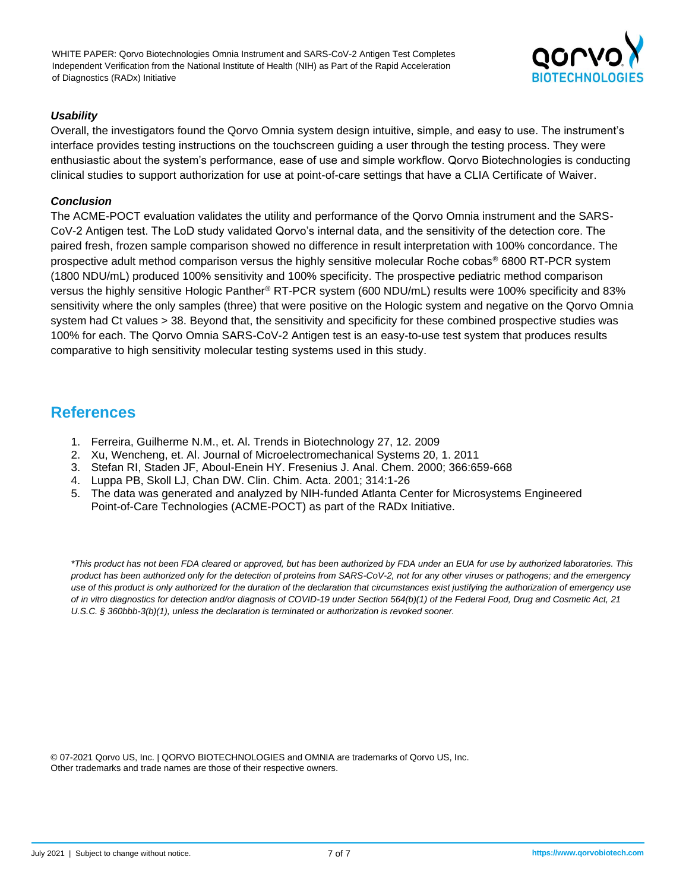### *Usability*

Overall, the investigators found the Qorvo Omnia system design intuitive, simple, and easy to use. The instrument's interface provides testing instructions on the touchscreen guiding a user through the testing process. They were enthusiastic about the system's performance, ease of use and simple workflow. Qorvo Biotechnologies is conducting clinical studies to support authorization for use at point-of-care settings that have a CLIA Certificate of Waiver.

### *Conclusion*

The ACME-POCT evaluation validates the utility and performance of the Qorvo Omnia instrument and the SARS-CoV-2 Antigen test. The LoD study validated Qorvo's internal data, and the sensitivity of the detection core. The paired fresh, frozen sample comparison showed no difference in result interpretation with 100% concordance. The prospective adult method comparison versus the highly sensitive molecular Roche cobas® 6800 RT-PCR system (1800 NDU/mL) produced 100% sensitivity and 100% specificity. The prospective pediatric method comparison versus the highly sensitive Hologic Panther® RT-PCR system (600 NDU/mL) results were 100% specificity and 83% sensitivity where the only samples (three) that were positive on the Hologic system and negative on the Qorvo Omnia system had Ct values > 38. Beyond that, the sensitivity and specificity for these combined prospective studies was 100% for each. The Qorvo Omnia SARS-CoV-2 Antigen test is an easy-to-use test system that produces results comparative to high sensitivity molecular testing systems used in this study.

## References

1. Ferreira, Guilherme N.M., et. Al. Trends in Biotechnology 27, 12. 2009
2. Xu, Wencheng, et. Al. Journal of Microelectromechanical Systems 20, 1. 2011
3. Stefan RI, Staden JF, Aboul-Enein HY. Fresenius J. Anal. Chem. 2000; 366:659-668
4. Luppa PB, Skoll LJ, Chan DW. Clin. Chim. Acta. 2001; 314:1-26
5. The data was generated and analyzed by NIH-funded Atlanta Center for Microsystems Engineered Point-of-Care Technologies (ACME-POCT) as part of the RADx Initiative.

*\*This product has not been FDA cleared or approved, but has been authorized by FDA under an EUA for use by authorized laboratories. This product has been authorized only for the detection of proteins from SARS-CoV-2, not for any other viruses or pathogens; and the emergency use of this product is only authorized for the duration of the declaration that circumstances exist justifying the authorization of emergency use of in vitro diagnostics for detection and/or diagnosis of COVID-19 under Section 564(b)(1) of the Federal Food, Drug and Cosmetic Act, 21 U.S.C. § 360bbb-3(b)(1), unless the declaration is terminated or authorization is revoked sooner.*

© 07-2021 Qorvo US, Inc. | QORVO BIOTECHNOLOGIES and OMNIA are trademarks of Qorvo US, Inc.
Other trademarks and trade names are those of their respective owners.